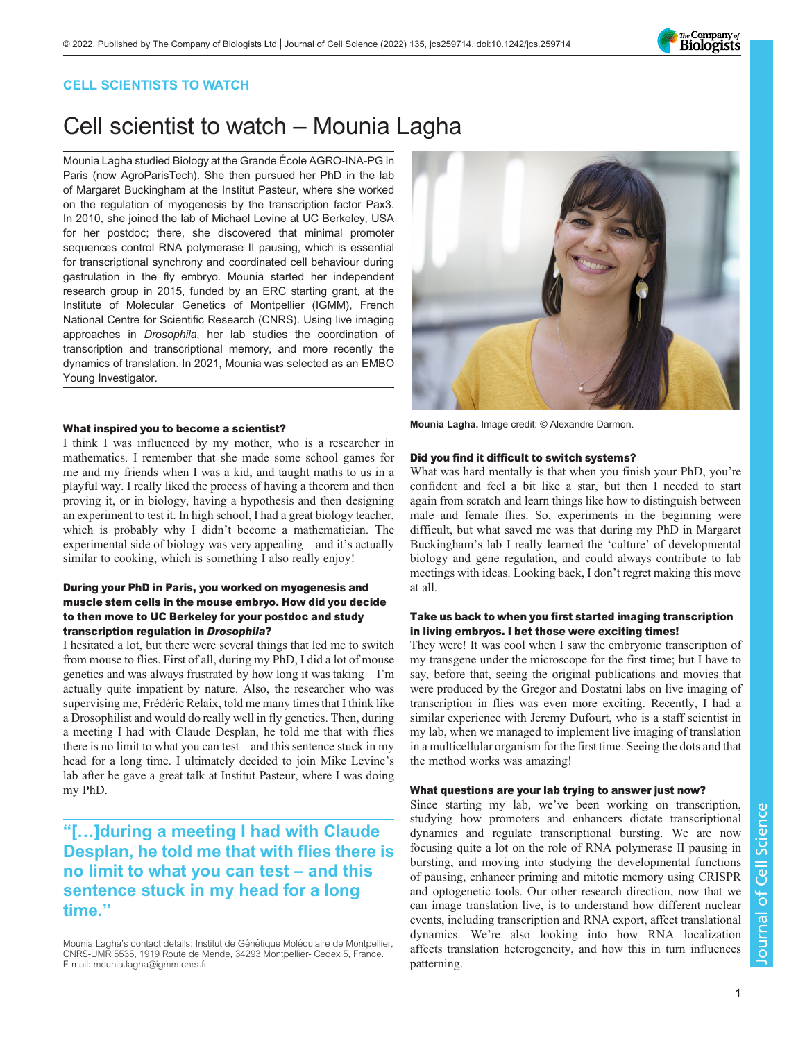CELL SCIENTISTS TO WATCH

# Cell scientist to watch – Mounia Lagha

Mounia Lagha studied Biology at the Grande École AGRO-INA-PG in Paris (now AgroParisTech). She then pursued her PhD in the lab of Margaret Buckingham at the Institut Pasteur, where she worked on the regulation of myogenesis by the transcription factor Pax3. In 2010, she joined the lab of Michael Levine at UC Berkeley, USA for her postdoc; there, she discovered that minimal promoter sequences control RNA polymerase II pausing, which is essential for transcriptional synchrony and coordinated cell behaviour during gastrulation in the fly embryo. Mounia started her independent research group in 2015, funded by an ERC starting grant, at the Institute of Molecular Genetics of Montpellier (IGMM), French National Centre for Scientific Research (CNRS). Using live imaging approaches in *Drosophila*, her lab studies the coordination of transcription and transcriptional memory, and more recently the dynamics of translation. In 2021, Mounia was selected as an EMBO Young Investigator.

**Mounia Lagha.** Image credit: © Alexandre Darmon.

### What inspired you to become a scientist?

I think I was influenced by my mother, who is a researcher in mathematics. I remember that she made some school games for me and my friends when I was a kid, and taught maths to us in a playful way. I really liked the process of having a theorem and then proving it, or in biology, having a hypothesis and then designing an experiment to test it. In high school, I had a great biology teacher, which is probably why I didn't become a mathematician. The experimental side of biology was very appealing – and it's actually similar to cooking, which is something I also really enjoy!

### During your PhD in Paris, you worked on myogenesis and muscle stem cells in the mouse embryo. How did you decide to then move to UC Berkeley for your postdoc and study transcription regulation in *Drosophila*?

I hesitated a lot, but there were several things that led me to switch from mouse to flies. First of all, during my PhD, I did a lot of mouse genetics and was always frustrated by how long it was taking – I'm actually quite impatient by nature. Also, the researcher who was supervising me, Frédéric Relaix, told me many times that I think like a Drosophilist and would do really well in fly genetics. Then, during a meeting I had with Claude Desplan, he told me that with flies there is no limit to what you can test – and this sentence stuck in my head for a long time. I ultimately decided to join Mike Levine's lab after he gave a great talk at Institut Pasteur, where I was doing my PhD.

> "[…]during a meeting I had with Claude Desplan, he told me that with flies there is no limit to what you can test – and this sentence stuck in my head for a long time."

### Did you find it difficult to switch systems?

What was hard mentally is that when you finish your PhD, you're confident and feel a bit like a star, but then I needed to start again from scratch and learn things like how to distinguish between male and female flies. So, experiments in the beginning were difficult, but what saved me was that during my PhD in Margaret Buckingham's lab I really learned the 'culture' of developmental biology and gene regulation, and could always contribute to lab meetings with ideas. Looking back, I don't regret making this move at all.

### Take us back to when you first started imaging transcription in living embryos. I bet those were exciting times!

They were! It was cool when I saw the embryonic transcription of my transgene under the microscope for the first time; but I have to say, before that, seeing the original publications and movies that were produced by the Gregor and Dostatni labs on live imaging of transcription in flies was even more exciting. Recently, I had a similar experience with Jeremy Dufourt, who is a staff scientist in my lab, when we managed to implement live imaging of translation in a multicellular organism for the first time. Seeing the dots and that the method works was amazing!

### What questions are your lab trying to answer just now?

Since starting my lab, we've been working on transcription, studying how promoters and enhancers dictate transcriptional dynamics and regulate transcriptional bursting. We are now focusing quite a lot on the role of RNA polymerase II pausing in bursting, and moving into studying the developmental functions of pausing, enhancer priming and mitotic memory using CRISPR and optogenetic tools. Our other research direction, now that we can image translation live, is to understand how different nuclear events, including transcription and RNA export, affect translational dynamics. We're also looking into how RNA localization affects translation heterogeneity, and how this in turn influences patterning.

Mounia Lagha's contact details: Institut de Génétique Moléculaire de Montpellier, CNRS-UMR 5535, 1919 Route de Mende, 34293 Montpellier- Cedex 5, France.
E-mail: mounia.lagha@igmm.cnrs.fr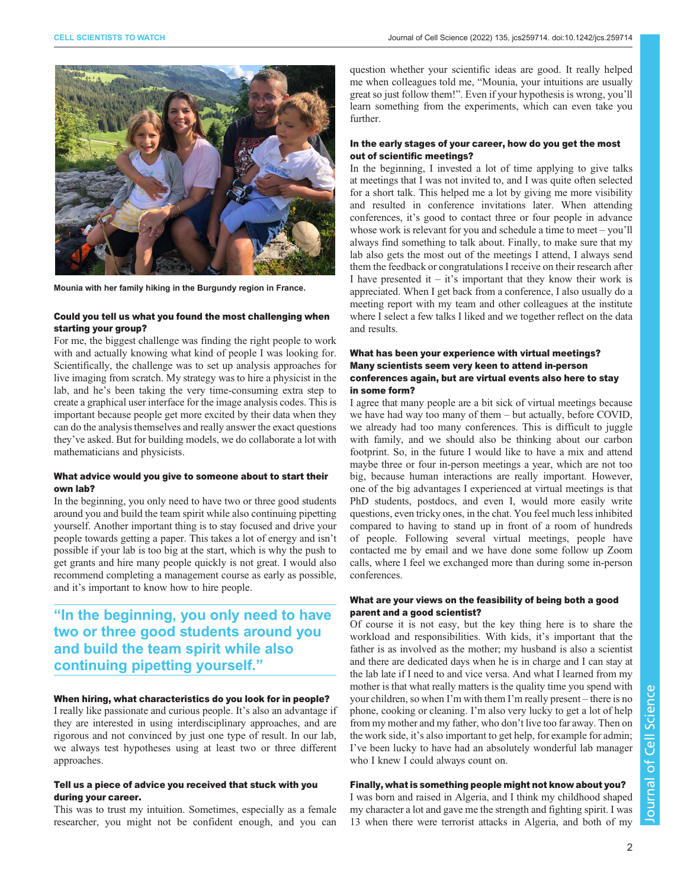Mounia with her family hiking in the Burgundy region in France.

### Could you tell us what you found the most challenging when starting your group?

For me, the biggest challenge was finding the right people to work with and actually knowing what kind of people I was looking for. Scientifically, the challenge was to set up analysis approaches for live imaging from scratch. My strategy was to hire a physicist in the lab, and he's been taking the very time-consuming extra step to create a graphical user interface for the image analysis codes. This is important because people get more excited by their data when they can do the analysis themselves and really answer the exact questions they've asked. But for building models, we do collaborate a lot with mathematicians and physicists.

### What advice would you give to someone about to start their own lab?

In the beginning, you only need to have two or three good students around you and build the team spirit while also continuing pipetting yourself. Another important thing is to stay focused and drive your people towards getting a paper. This takes a lot of energy and isn't possible if your lab is too big at the start, which is why the push to get grants and hire many people quickly is not great. I would also recommend completing a management course as early as possible, and it's important to know how to hire people.

> "In the beginning, you only need to have two or three good students around you and build the team spirit while also continuing pipetting yourself."

### When hiring, what characteristics do you look for in people?

I really like passionate and curious people. It's also an advantage if they are interested in using interdisciplinary approaches, and are rigorous and not convinced by just one type of result. In our lab, we always test hypotheses using at least two or three different approaches.

### Tell us a piece of advice you received that stuck with you during your career.

This was to trust my intuition. Sometimes, especially as a female researcher, you might not be confident enough, and you can question whether your scientific ideas are good. It really helped me when colleagues told me, "Mounia, your intuitions are usually great so just follow them!". Even if your hypothesis is wrong, you'll learn something from the experiments, which can even take you further.

### In the early stages of your career, how do you get the most out of scientific meetings?

In the beginning, I invested a lot of time applying to give talks at meetings that I was not invited to, and I was quite often selected for a short talk. This helped me a lot by giving me more visibility and resulted in conference invitations later. When attending conferences, it's good to contact three or four people in advance whose work is relevant for you and schedule a time to meet – you'll always find something to talk about. Finally, to make sure that my lab also gets the most out of the meetings I attend, I always send them the feedback or congratulations I receive on their research after I have presented it – it's important that they know their work is appreciated. When I get back from a conference, I also usually do a meeting report with my team and other colleagues at the institute where I select a few talks I liked and we together reflect on the data and results.

### What has been your experience with virtual meetings? Many scientists seem very keen to attend in-person conferences again, but are virtual events also here to stay in some form?

I agree that many people are a bit sick of virtual meetings because we have had way too many of them – but actually, before COVID, we already had too many conferences. This is difficult to juggle with family, and we should also be thinking about our carbon footprint. So, in the future I would like to have a mix and attend maybe three or four in-person meetings a year, which are not too big, because human interactions are really important. However, one of the big advantages I experienced at virtual meetings is that PhD students, postdocs, and even I, would more easily write questions, even tricky ones, in the chat. You feel much less inhibited compared to having to stand up in front of a room of hundreds of people. Following several virtual meetings, people have contacted me by email and we have done some follow up Zoom calls, where I feel we exchanged more than during some in-person conferences.

### What are your views on the feasibility of being both a good parent and a good scientist?

Of course it is not easy, but the key thing here is to share the workload and responsibilities. With kids, it's important that the father is as involved as the mother; my husband is also a scientist and there are dedicated days when he is in charge and I can stay at the lab late if I need to and vice versa. And what I learned from my mother is that what really matters is the quality time you spend with your children, so when I'm with them I'm really present – there is no phone, cooking or cleaning. I'm also very lucky to get a lot of help from my mother and my father, who don't live too far away. Then on the work side, it's also important to get help, for example for admin; I've been lucky to have had an absolutely wonderful lab manager who I knew I could always count on.

### Finally, what is something people might not know about you?

I was born and raised in Algeria, and I think my childhood shaped my character a lot and gave me the strength and fighting spirit. I was 13 when there were terrorist attacks in Algeria, and both of my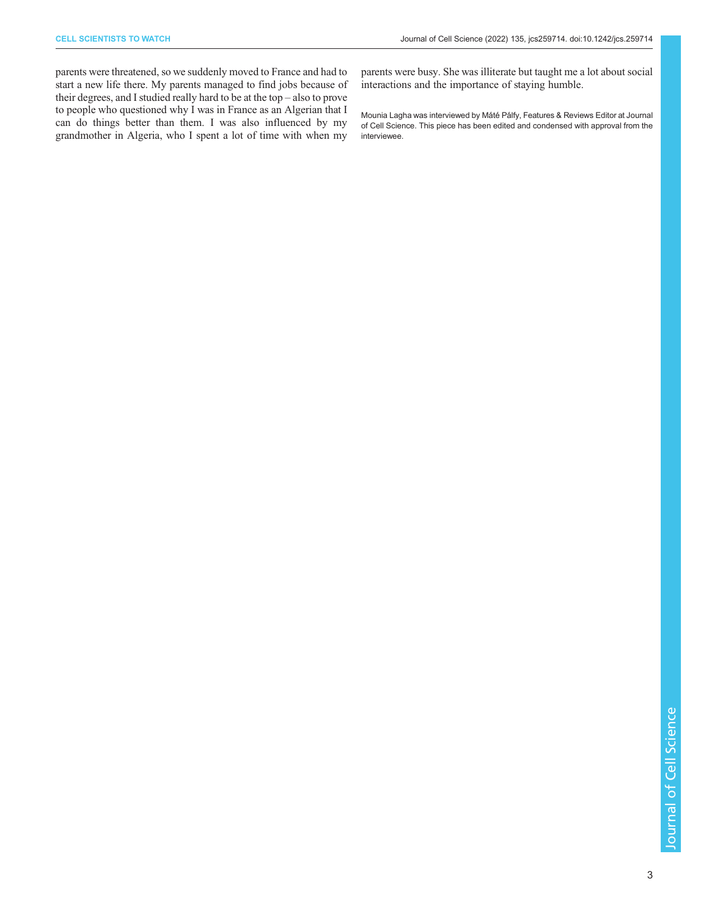parents were threatened, so we suddenly moved to France and had to start a new life there. My parents managed to find jobs because of their degrees, and I studied really hard to be at the top – also to prove to people who questioned why I was in France as an Algerian that I can do things better than them. I was also influenced by my grandmother in Algeria, who I spent a lot of time with when my parents were busy. She was illiterate but taught me a lot about social interactions and the importance of staying humble.

Mounia Lagha was interviewed by Máté Pálfy, Features & Reviews Editor at Journal of Cell Science. This piece has been edited and condensed with approval from the interviewee.